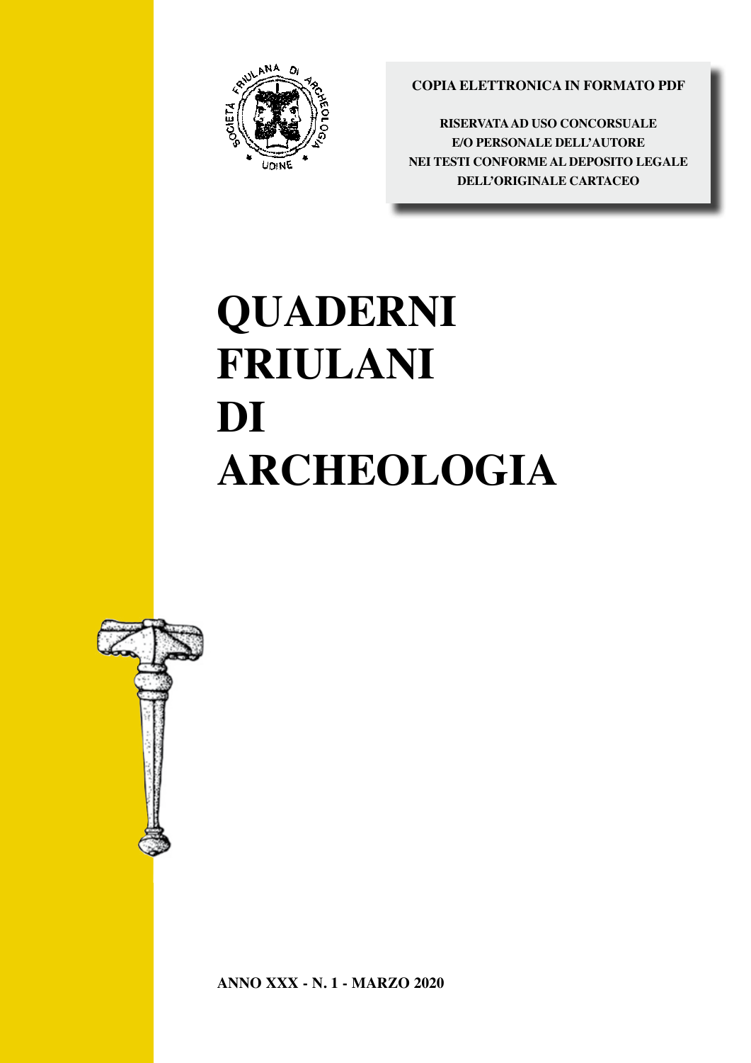COPIA ELETTRONICA IN FORMATO PDF

RISERVATA AD USO CONCORSUALE
E/O PERSONALE DELL'AUTORE
NEI TESTI CONFORME AL DEPOSITO LEGALE
DELL'ORIGINALE CARTACEO

# QUADERNI FRIULANI DI ARCHEOLOGIA

**ANNO XXX - N. 1 - MARZO 2020**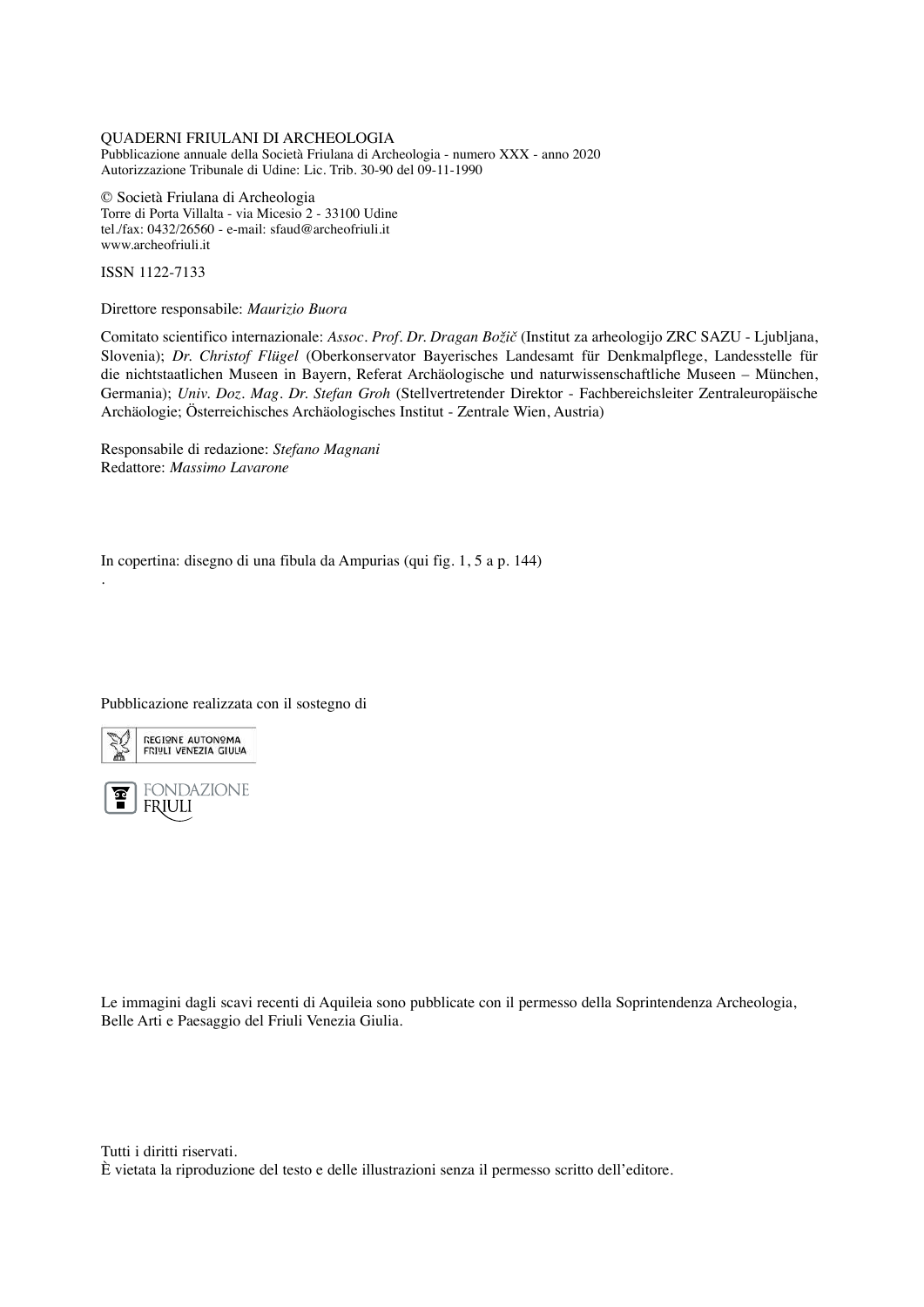QUADERNI FRIULANI DI ARCHEOLOGIA
Pubblicazione annuale della Società Friulana di Archeologia - numero XXX - anno 2020
Autorizzazione Tribunale di Udine: Lic. Trib. 30-90 del 09-11-1990

© Società Friulana di Archeologia
Torre di Porta Villalta - via Micesio 2 - 33100 Udine
tel./fax: 0432/26560 - e-mail: sfaud@archeofriuli.it
www.archeofriuli.it

ISSN 1122-7133

Direttore responsabile: *Maurizio Buora*

Comitato scientifico internazionale: *Assoc. Prof. Dr. Dragan Božič* (Institut za arheologijo ZRC SAZU - Ljubljana, Slovenia); *Dr. Christof Flügel* (Oberkonservator Bayerisches Landesamt für Denkmalpflege, Landesstelle für die nichtstaatlichen Museen in Bayern, Referat Archäologische und naturwissenschaftliche Museen – München, Germania); *Univ. Doz. Mag. Dr. Stefan Groh* (Stellvertretender Direktor - Fachbereichsleiter Zentraleuropäische Archäologie; Österreichisches Archäologisches Institut - Zentrale Wien, Austria)

Responsabile di redazione: *Stefano Magnani*
Redattore: *Massimo Lavarone*

In copertina: disegno di una fibula da Ampurias (qui fig. 1, 5 a p. 144)
.

Pubblicazione realizzata con il sostegno di

REGIONE AUTONOMA FRIULI VENEZIA GIULIA

FONDAZIONE FRIULI

Le immagini dagli scavi recenti di Aquileia sono pubblicate con il permesso della Soprintendenza Archeologia, Belle Arti e Paesaggio del Friuli Venezia Giulia.

Tutti i diritti riservati.
È vietata la riproduzione del testo e delle illustrazioni senza il permesso scritto dell'editore.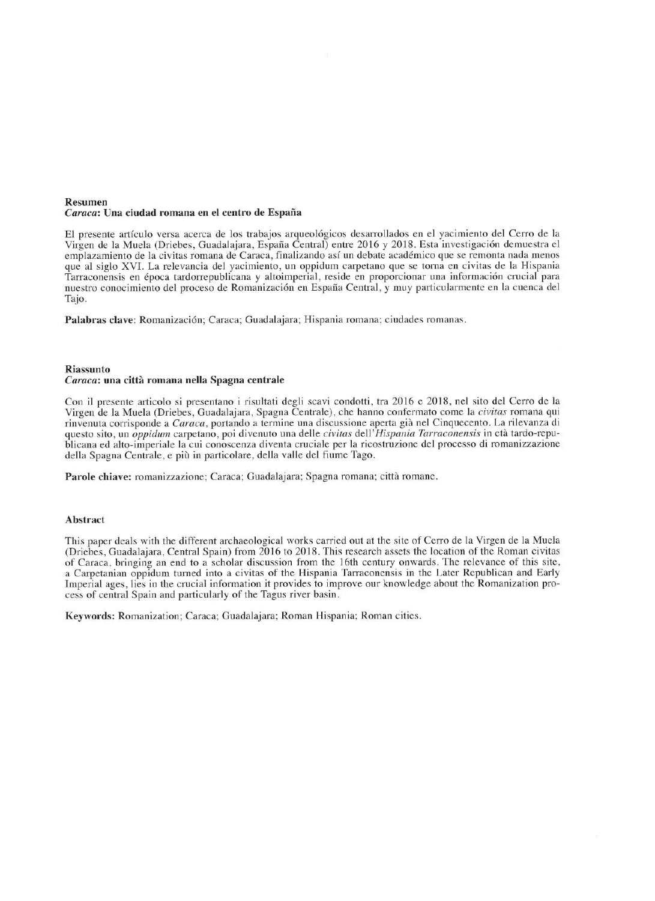**Resumen**
***Caraca*: Una ciudad romana en el centro de España**

El presente artículo versa acerca de los trabajos arqueológicos desarrollados en el yacimiento del Cerro de la Virgen de la Muela (Driebes, Guadalajara, España Central) entre 2016 y 2018. Esta investigación demuestra el emplazamiento de la civitas romana de Caraca, finalizando así un debate académico que se remonta nada menos que al siglo XVI. La relevancia del yacimiento, un oppidum carpetano que se torna en civitas de la Hispania Tarraconensis en época tardorrepublicana y altoimperial, reside en proporcionar una información crucial para nuestro conocimiento del proceso de Romanización en España Central, y muy particularmente en la cuenca del Tajo.

**Palabras clave**: Romanización; Caraca; Guadalajara; Hispania romana; ciudades romanas.

**Riassunto**
***Caraca*: una città romana nella Spagna centrale**

Con il presente articolo si presentano i risultati degli scavi condotti, tra 2016 e 2018, nel sito del Cerro de la Virgen de la Muela (Driebes, Guadalajara, Spagna Centrale), che hanno confermato come la *civitas* romana qui rinvenuta corrisponde a *Caraca*, portando a termine una discussione aperta già nel Cinquecento. La rilevanza di questo sito, un *oppidum* carpetano, poi divenuto una delle *civitas* dell'*Hispania Tarraconensis* in età tardo-repubblicana ed alto-imperiale la cui conoscenza diventa cruciale per la ricostruzione del processo di romanizzazione della Spagna Centrale, e più in particolare, della valle del fiume Tago.

**Parole chiave:** romanizzazione; Caraca; Guadalajara; Spagna romana; città romane.

**Abstract**

This paper deals with the different archaeological works carried out at the site of Cerro de la Virgen de la Muela (Driebes, Guadalajara, Central Spain) from 2016 to 2018. This research assets the location of the Roman civitas of Caraca, bringing an end to a scholar discussion from the 16th century onwards. The relevance of this site, a Carpetanian oppidum turned into a civitas of the Hispania Tarraconensis in the Later Republican and Early Imperial ages, lies in the crucial information it provides to improve our knowledge about the Romanization process of central Spain and particularly of the Tagus river basin.

**Keywords:** Romanization; Caraca; Guadalajara; Roman Hispania; Roman cities.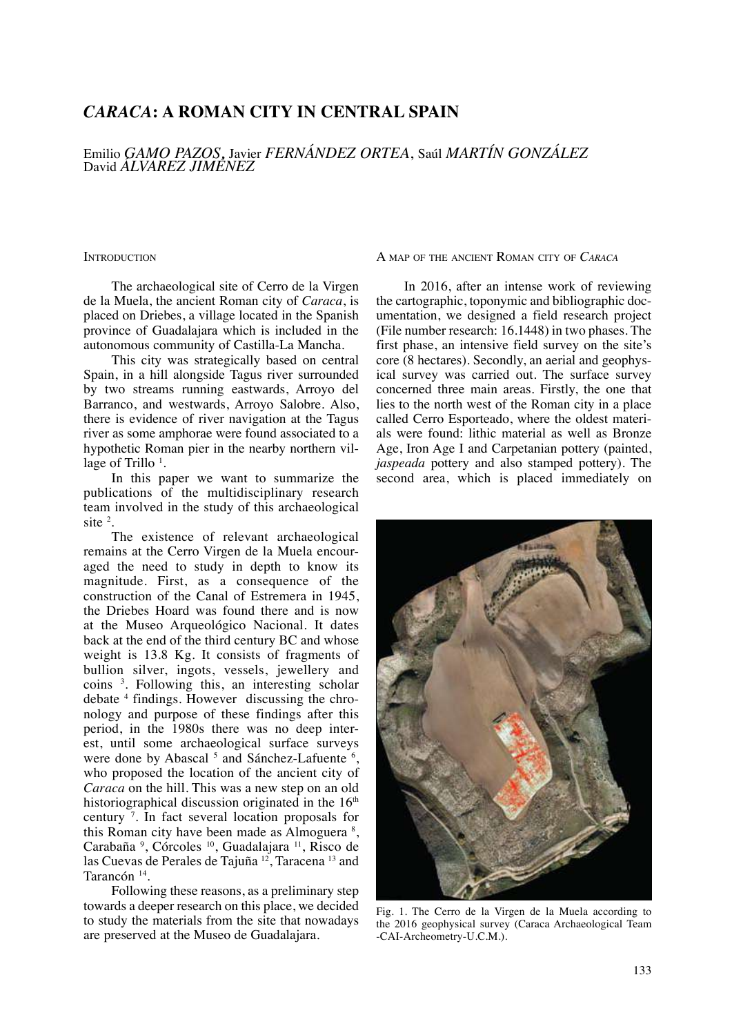# *CARACA*: A ROMAN CITY IN CENTRAL SPAIN

Emilio *GAMO PAZOS*, Javier *FERNÁNDEZ ORTEA*, Saúl *MARTÍN GONZÁLEZ*
David *ÁLVAREZ JIMÉNEZ*

## Introduction

The archaeological site of Cerro de la Virgen de la Muela, the ancient Roman city of *Caraca*, is placed on Driebes, a village located in the Spanish province of Guadalajara which is included in the autonomous community of Castilla-La Mancha.

This city was strategically based on central Spain, in a hill alongside Tagus river surrounded by two streams running eastwards, Arroyo del Barranco, and westwards, Arroyo Salobre. Also, there is evidence of river navigation at the Tagus river as some amphorae were found associated to a hypothetic Roman pier in the nearby northern village of Trillo [1].

In this paper we want to summarize the publications of the multidisciplinary research team involved in the study of this archaeological site [2].

The existence of relevant archaeological remains at the Cerro Virgen de la Muela encouraged the need to study in depth to know its magnitude. First, as a consequence of the construction of the Canal of Estremera in 1945, the Driebes Hoard was found there and is now at the Museo Arqueológico Nacional. It dates back at the end of the third century BC and whose weight is 13.8 Kg. It consists of fragments of bullion silver, ingots, vessels, jewellery and coins [3]. Following this, an interesting scholar debate [4] findings. However discussing the chronology and purpose of these findings after this period, in the 1980s there was no deep interest, until some archaeological surface surveys were done by Abascal [5] and Sánchez-Lafuente [6], who proposed the location of the ancient city of *Caraca* on the hill. This was a new step on an old historiographical discussion originated in the 16th century [7]. In fact several location proposals for this Roman city have been made as Almoguera [8], Carabaña [9], Córcoles [10], Guadalajara [11], Risco de las Cuevas de Perales de Tajuña [12], Taracena [13] and Tarancón [14].

Following these reasons, as a preliminary step towards a deeper research on this place, we decided to study the materials from the site that nowadays are preserved at the Museo de Guadalajara.

## A map of the ancient Roman city of *Caraca*

In 2016, after an intense work of reviewing the cartographic, toponymic and bibliographic documentation, we designed a field research project (File number research: 16.1448) in two phases. The first phase, an intensive field survey on the site's core (8 hectares). Secondly, an aerial and geophysical survey was carried out. The surface survey concerned three main areas. Firstly, the one that lies to the north west of the Roman city in a place called Cerro Esporteado, where the oldest materials were found: lithic material as well as Bronze Age, Iron Age I and Carpetanian pottery (painted, *jaspeada* pottery and also stamped pottery). The second area, which is placed immediately on

Fig. 1. The Cerro de la Virgen de la Muela according to the 2016 geophysical survey (Caraca Archaeological Team -CAI-Archeometry-U.C.M.).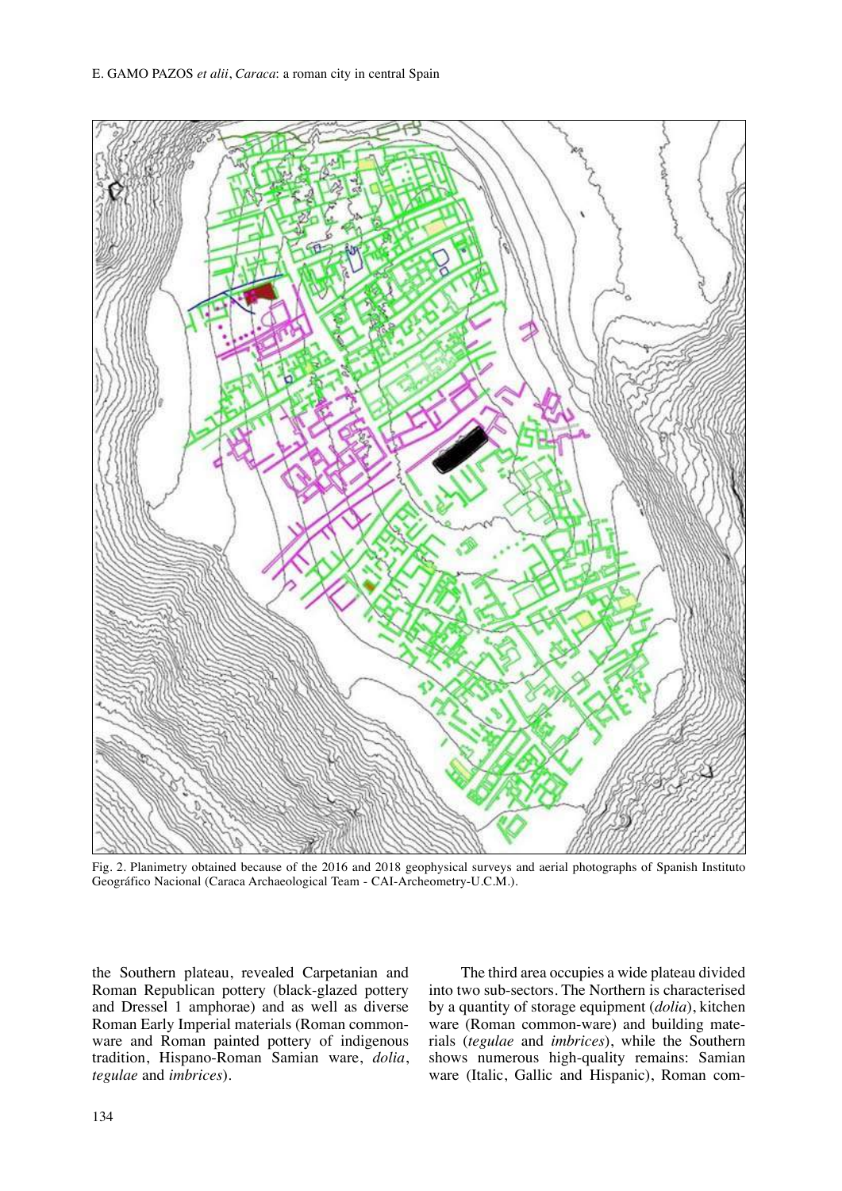Fig. 2. Planimetry obtained because of the 2016 and 2018 geophysical surveys and aerial photographs of Spanish Instituto Geográfico Nacional (Caraca Archaeological Team - CAI-Archeometry-U.C.M.).

the Southern plateau, revealed Carpetanian and Roman Republican pottery (black-glazed pottery and Dressel 1 amphorae) and as well as diverse Roman Early Imperial materials (Roman common-ware and Roman painted pottery of indigenous tradition, Hispano-Roman Samian ware, *dolia*, *tegulae* and *imbrices*).

The third area occupies a wide plateau divided into two sub-sectors. The Northern is characterised by a quantity of storage equipment (*dolia*), kitchen ware (Roman common-ware) and building materials (*tegulae* and *imbrices*), while the Southern shows numerous high-quality remains: Samian ware (Italic, Gallic and Hispanic), Roman com-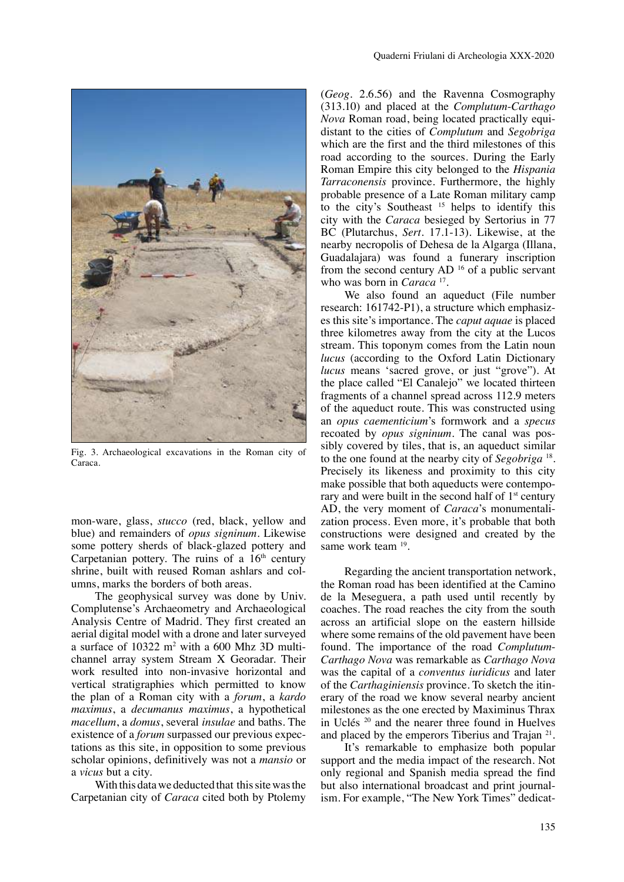Fig. 3. Archaeological excavations in the Roman city of Caraca.

mon-ware, glass, *stucco* (red, black, yellow and blue) and remainders of *opus signinum*. Likewise some pottery sherds of black-glazed pottery and Carpetanian pottery. The ruins of a 16th century shrine, built with reused Roman ashlars and columns, marks the borders of both areas.

The geophysical survey was done by Univ. Complutense's Archaeometry and Archaeological Analysis Centre of Madrid. They first created an aerial digital model with a drone and later surveyed a surface of 10322 m$^2$ with a 600 Mhz 3D multichannel array system Stream X Georadar. Their work resulted into non-invasive horizontal and vertical stratigraphies which permitted to know the plan of a Roman city with a *forum*, a *kardo maximus*, a *decumanus maximus*, a hypothetical *macellum*, a *domus*, several *insulae* and baths. The existence of a *forum* surpassed our previous expectations as this site, in opposition to some previous scholar opinions, definitively was not a *mansio* or a *vicus* but a city.

With this data we deducted that this site was the Carpetanian city of *Caraca* cited both by Ptolemy (*Geog*. 2.6.56) and the Ravenna Cosmography (313.10) and placed at the *Complutum-Carthago Nova* Roman road, being located practically equidistant to the cities of *Complutum* and *Segobriga* which are the first and the third milestones of this road according to the sources. During the Early Roman Empire this city belonged to the *Hispania Tarraconensis* province. Furthermore, the highly probable presence of a Late Roman military camp to the city's Southeast [15] helps to identify this city with the *Caraca* besieged by Sertorius in 77 BC (Plutarchus, *Sert*. 17.1-13). Likewise, at the nearby necropolis of Dehesa de la Algarga (Illana, Guadalajara) was found a funerary inscription from the second century AD [16] of a public servant who was born in *Caraca* [17].

We also found an aqueduct (File number research: 161742-P1), a structure which emphasizes this site's importance. The *caput aquae* is placed three kilometres away from the city at the Lucos stream. This toponym comes from the Latin noun *lucus* (according to the Oxford Latin Dictionary *lucus* means 'sacred grove, or just "grove"). At the place called "El Canalejo" we located thirteen fragments of a channel spread across 112.9 meters of the aqueduct route. This was constructed using an *opus caementicium*'s formwork and a *specus* recoated by *opus signinum*. The canal was possibly covered by tiles, that is, an aqueduct similar to the one found at the nearby city of *Segobriga* [18]. Precisely its likeness and proximity to this city make possible that both aqueducts were contemporary and were built in the second half of 1st century AD, the very moment of *Caraca*'s monumentalization process. Even more, it's probable that both constructions were designed and created by the same work team [19].

Regarding the ancient transportation network, the Roman road has been identified at the Camino de la Meseguera, a path used until recently by coaches. The road reaches the city from the south across an artificial slope on the eastern hillside where some remains of the old pavement have been found. The importance of the road *Complutum-Carthago Nova* was remarkable as *Carthago Nova* was the capital of a *conventus iuridicus* and later of the *Carthaginiensis* province. To sketch the itinerary of the road we know several nearby ancient milestones as the one erected by Maximinus Thrax in Uclés [20] and the nearer three found in Huelves and placed by the emperors Tiberius and Trajan [21].

It's remarkable to emphasize both popular support and the media impact of the research. Not only regional and Spanish media spread the find but also international broadcast and print journalism. For example, "The New York Times" dedicat-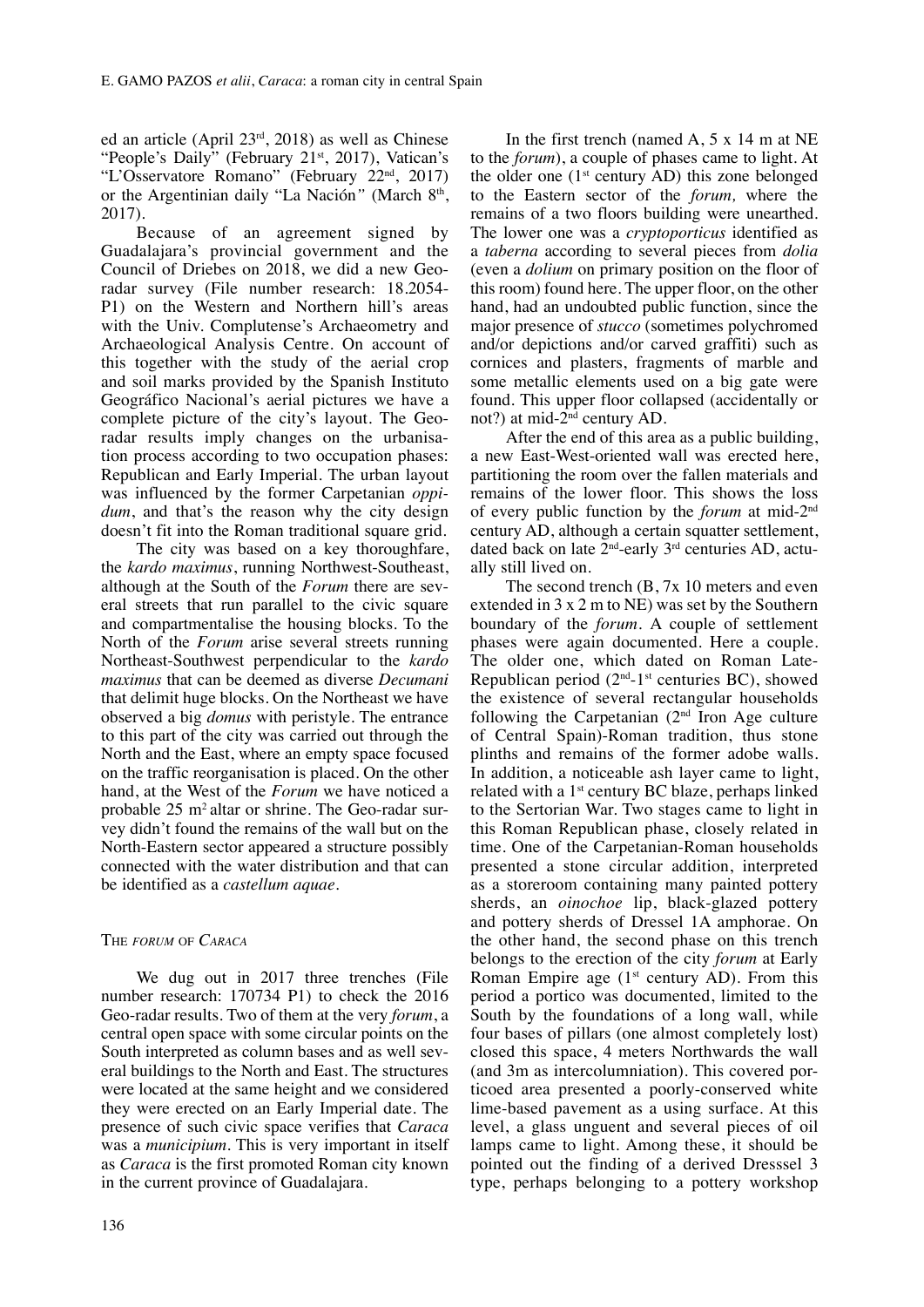ed an article (April 23rd, 2018) as well as Chinese "People's Daily" (February 21st, 2017), Vatican's "L'Osservatore Romano" (February 22nd, 2017) or the Argentinian daily "La Nación" (March 8th, 2017).

Because of an agreement signed by Guadalajara's provincial government and the Council of Driebes on 2018, we did a new Geo-radar survey (File number research: 18.2054-P1) on the Western and Northern hill's areas with the Univ. Complutense's Archaeometry and Archaeological Analysis Centre. On account of this together with the study of the aerial crop and soil marks provided by the Spanish Instituto Geográfico Nacional's aerial pictures we have a complete picture of the city's layout. The Geo-radar results imply changes on the urbanisation process according to two occupation phases: Republican and Early Imperial. The urban layout was influenced by the former Carpetanian *oppidum*, and that's the reason why the city design doesn't fit into the Roman traditional square grid.

The city was based on a key thoroughfare, the *kardo maximus*, running Northwest-Southeast, although at the South of the *Forum* there are several streets that run parallel to the civic square and compartmentalise the housing blocks. To the North of the *Forum* arise several streets running Northeast-Southwest perpendicular to the *kardo maximus* that can be deemed as diverse *Decumani* that delimit huge blocks. On the Northeast we have observed a big *domus* with peristyle. The entrance to this part of the city was carried out through the North and the East, where an empty space focused on the traffic reorganisation is placed. On the other hand, at the West of the *Forum* we have noticed a probable 25 m$^2$ altar or shrine. The Geo-radar survey didn't found the remains of the wall but on the North-Eastern sector appeared a structure possibly connected with the water distribution and that can be identified as a *castellum aquae*.

## The *forum* of *Caraca*

We dug out in 2017 three trenches (File number research: 170734 P1) to check the 2016 Geo-radar results. Two of them at the very *forum*, a central open space with some circular points on the South interpreted as column bases and as well several buildings to the North and East. The structures were located at the same height and we considered they were erected on an Early Imperial date. The presence of such civic space verifies that *Caraca* was a *municipium*. This is very important in itself as *Caraca* is the first promoted Roman city known in the current province of Guadalajara.

In the first trench (named A, 5 x 14 m at NE to the *forum*), a couple of phases came to light. At the older one (1st century AD) this zone belonged to the Eastern sector of the *forum,* where the remains of a two floors building were unearthed. The lower one was a *cryptoporticus* identified as a *taberna* according to several pieces from *dolia* (even a *dolium* on primary position on the floor of this room) found here. The upper floor, on the other hand, had an undoubted public function, since the major presence of *stucco* (sometimes polychromed and/or depictions and/or carved graffiti) such as cornices and plasters, fragments of marble and some metallic elements used on a big gate were found. This upper floor collapsed (accidentally or not?) at mid-2nd century AD.

After the end of this area as a public building, a new East-West-oriented wall was erected here, partitioning the room over the fallen materials and remains of the lower floor. This shows the loss of every public function by the *forum* at mid-2nd century AD, although a certain squatter settlement, dated back on late 2nd-early 3rd centuries AD, actually still lived on.

The second trench (B, 7x 10 meters and even extended in 3 x 2 m to NE) was set by the Southern boundary of the *forum*. A couple of settlement phases were again documented. Here a couple. The older one, which dated on Roman Late-Republican period (2nd-1st centuries BC), showed the existence of several rectangular households following the Carpetanian (2nd Iron Age culture of Central Spain)-Roman tradition, thus stone plinths and remains of the former adobe walls. In addition, a noticeable ash layer came to light, related with a 1st century BC blaze, perhaps linked to the Sertorian War. Two stages came to light in this Roman Republican phase, closely related in time. One of the Carpetanian-Roman households presented a stone circular addition, interpreted as a storeroom containing many painted pottery sherds, an *oinochoe* lip, black-glazed pottery and pottery sherds of Dressel 1A amphorae. On the other hand, the second phase on this trench belongs to the erection of the city *forum* at Early Roman Empire age (1st century AD). From this period a portico was documented, limited to the South by the foundations of a long wall, while four bases of pillars (one almost completely lost) closed this space, 4 meters Northwards the wall (and 3m as intercolumniation). This covered porticoed area presented a poorly-conserved white lime-based pavement as a using surface. At this level, a glass unguent and several pieces of oil lamps came to light. Among these, it should be pointed out the finding of a derived Dresssel 3 type, perhaps belonging to a pottery workshop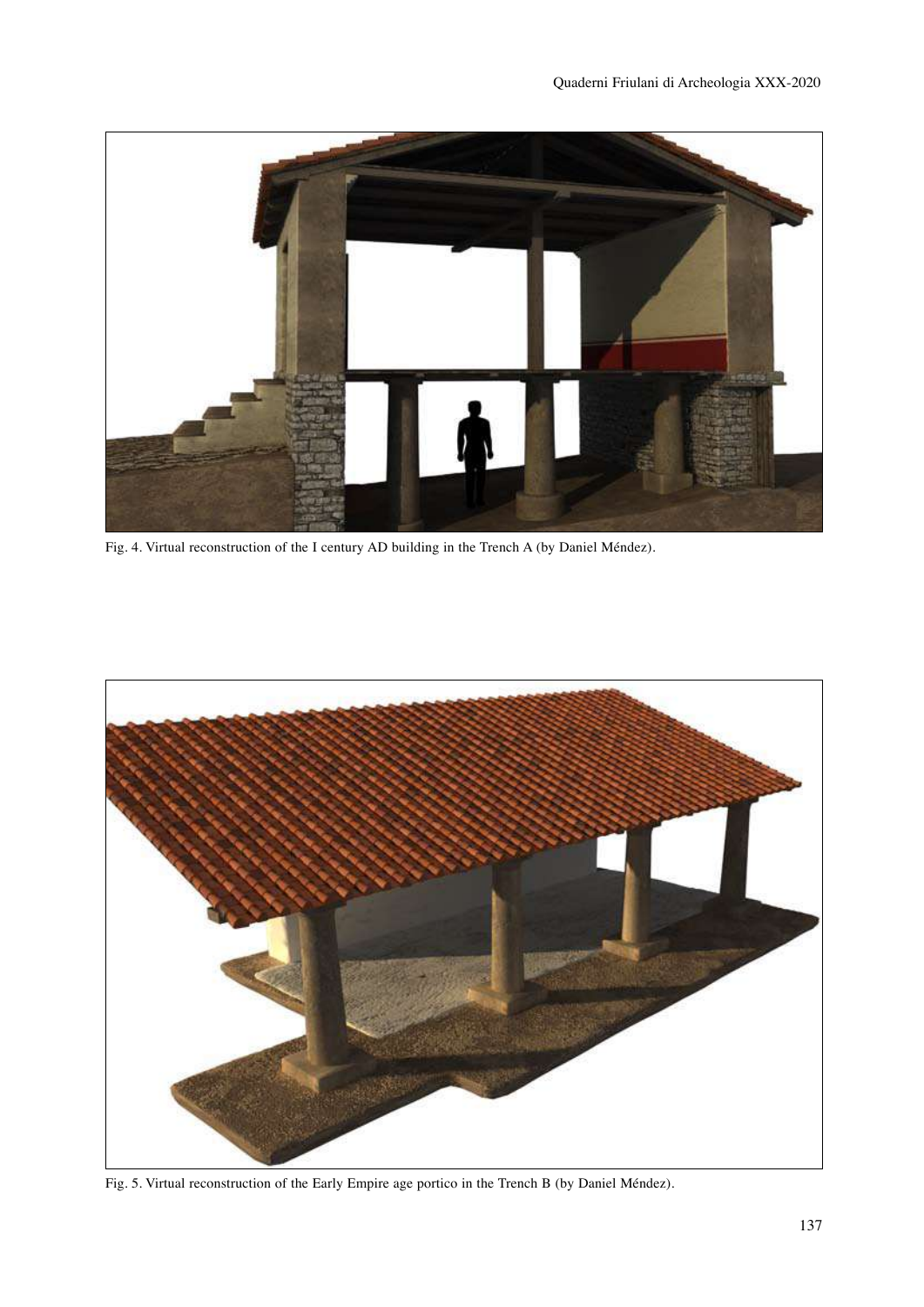Fig. 4. Virtual reconstruction of the I century AD building in the Trench A (by Daniel Méndez).

Fig. 5. Virtual reconstruction of the Early Empire age portico in the Trench B (by Daniel Méndez).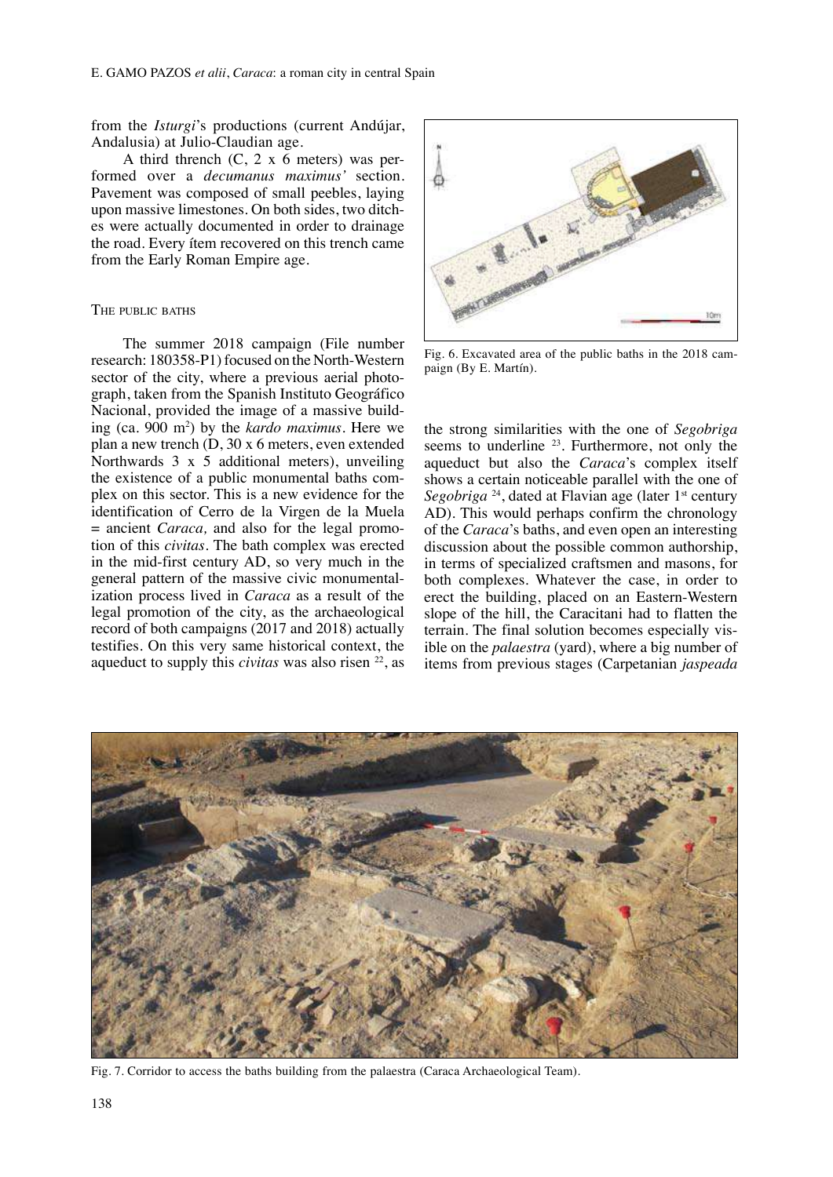from the *Isturgi*'s productions (current Andújar, Andalusia) at Julio-Claudian age.

A third thrench (C, 2 x 6 meters) was performed over a *decumanus maximus'* section. Pavement was composed of small peebles, laying upon massive limestones. On both sides, two ditches were actually documented in order to drainage the road. Every ítem recovered on this trench came from the Early Roman Empire age.

## The public baths

The summer 2018 campaign (File number research: 180358-P1) focused on the North-Western sector of the city, where a previous aerial photograph, taken from the Spanish Instituto Geográfico Nacional, provided the image of a massive building (ca. 900 m²) by the *kardo maximus*. Here we plan a new trench (D, 30 x 6 meters, even extended Northwards 3 x 5 additional meters), unveiling the existence of a public monumental baths complex on this sector. This is a new evidence for the identification of Cerro de la Virgen de la Muela = ancient *Caraca,* and also for the legal promotion of this *civitas*. The bath complex was erected in the mid-first century AD, so very much in the general pattern of the massive civic monumentalization process lived in *Caraca* as a result of the legal promotion of the city, as the archaeological record of both campaigns (2017 and 2018) actually testifies. On this very same historical context, the aqueduct to supply this *civitas* was also risen [22], as the strong similarities with the one of *Segobriga* seems to underline [23]. Furthermore, not only the aqueduct but also the *Caraca*'s complex itself shows a certain noticeable parallel with the one of *Segobriga* [24], dated at Flavian age (later 1st century AD). This would perhaps confirm the chronology of the *Caraca*'s baths, and even open an interesting discussion about the possible common authorship, in terms of specialized craftsmen and masons, for both complexes. Whatever the case, in order to erect the building, placed on an Eastern-Western slope of the hill, the Caracitani had to flatten the terrain. The final solution becomes especially visible on the *palaestra* (yard), where a big number of items from previous stages (Carpetanian *jaspeada*

Fig. 6. Excavated area of the public baths in the 2018 campaign (By E. Martín).

Fig. 7. Corridor to access the baths building from the palaestra (Caraca Archaeological Team).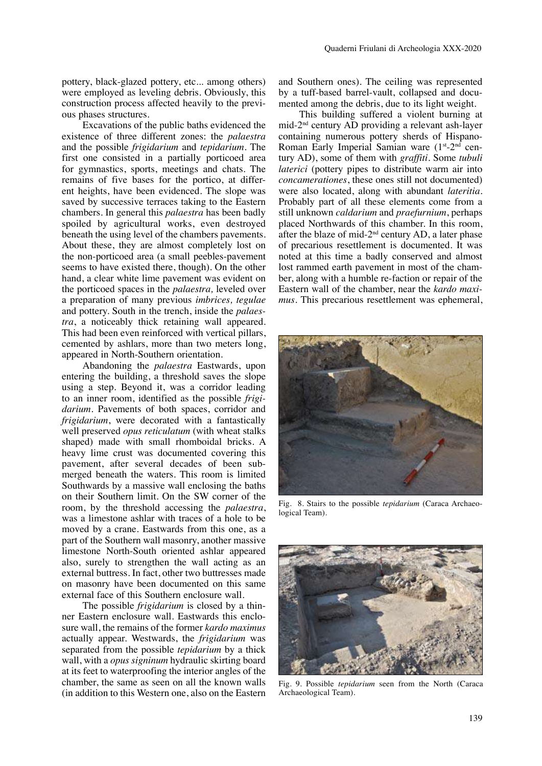pottery, black-glazed pottery, etc... among others) were employed as leveling debris. Obviously, this construction process affected heavily to the previous phases structures.

Excavations of the public baths evidenced the existence of three different zones: the *palaestra* and the possible *frigidarium* and *tepidarium*. The first one consisted in a partially porticoed area for gymnastics, sports, meetings and chats. The remains of five bases for the portico, at different heights, have been evidenced. The slope was saved by successive terraces taking to the Eastern chambers. In general this *palaestra* has been badly spoiled by agricultural works, even destroyed beneath the using level of the chambers pavements. About these, they are almost completely lost on the non-porticoed area (a small peebles-pavement seems to have existed there, though). On the other hand, a clear white lime pavement was evident on the porticoed spaces in the *palaestra,* leveled over a preparation of many previous *imbrices, tegulae* and pottery. South in the trench, inside the *palaestra*, a noticeably thick retaining wall appeared. This had been even reinforced with vertical pillars, cemented by ashlars, more than two meters long, appeared in North-Southern orientation.

Abandoning the *palaestra* Eastwards, upon entering the building, a threshold saves the slope using a step. Beyond it, was a corridor leading to an inner room, identified as the possible *frigidarium*. Pavements of both spaces, corridor and *frigidarium*, were decorated with a fantastically well preserved *opus reticulatum* (with wheat stalks shaped) made with small rhomboidal bricks. A heavy lime crust was documented covering this pavement, after several decades of been submerged beneath the waters. This room is limited Southwards by a massive wall enclosing the baths on their Southern limit. On the SW corner of the room, by the threshold accessing the *palaestra*, was a limestone ashlar with traces of a hole to be moved by a crane. Eastwards from this one, as a part of the Southern wall masonry, another massive limestone North-South oriented ashlar appeared also, surely to strengthen the wall acting as an external buttress. In fact, other two buttresses made on masonry have been documented on this same external face of this Southern enclosure wall.

The possible *frigidarium* is closed by a thinner Eastern enclosure wall. Eastwards this enclosure wall, the remains of the former *kardo maximus* actually appear. Westwards, the *frigidarium* was separated from the possible *tepidarium* by a thick wall, with a *opus signinum* hydraulic skirting board at its feet to waterproofing the interior angles of the chamber, the same as seen on all the known walls (in addition to this Western one, also on the Eastern and Southern ones). The ceiling was represented by a tuff-based barrel-vault, collapsed and documented among the debris, due to its light weight.

This building suffered a violent burning at mid-2nd century AD providing a relevant ash-layer containing numerous pottery sherds of Hispano-Roman Early Imperial Samian ware (1st-2nd century AD), some of them with *graffiti*. Some *tubuli laterici* (pottery pipes to distribute warm air into *concamerationes*, these ones still not documented) were also located, along with abundant *lateritia*. Probably part of all these elements come from a still unknown *caldarium* and *praefurnium*, perhaps placed Northwards of this chamber. In this room, after the blaze of mid-2nd century AD, a later phase of precarious resettlement is documented. It was noted at this time a badly conserved and almost lost rammed earth pavement in most of the chamber, along with a humble re-faction or repair of the Eastern wall of the chamber, near the *kardo maximus*. This precarious resettlement was ephemeral,

Fig. 8. Stairs to the possible *tepidarium* (Caraca Archaeological Team).

Fig. 9. Possible *tepidarium* seen from the North (Caraca Archaeological Team).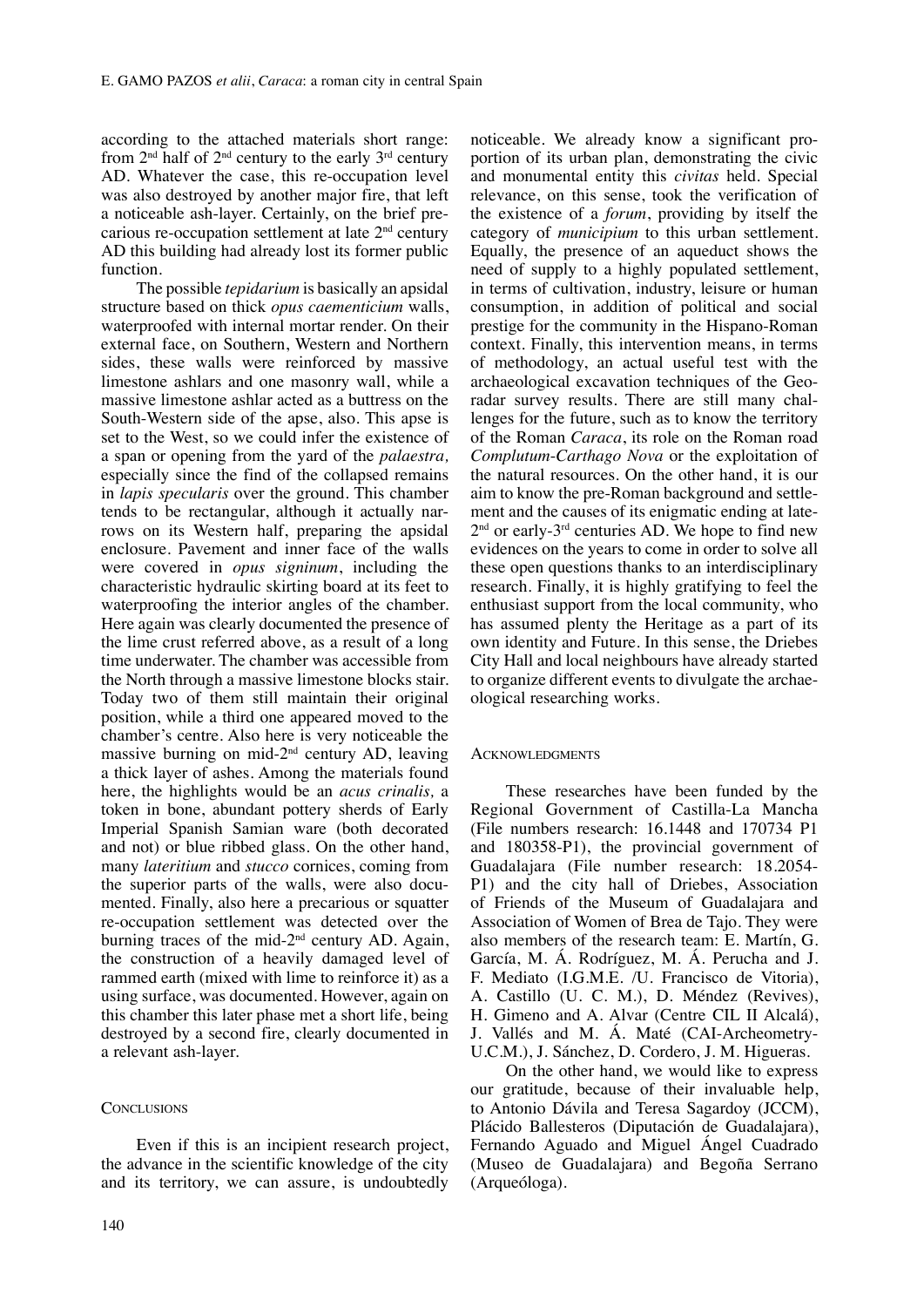according to the attached materials short range: from 2nd half of 2nd century to the early 3rd century AD. Whatever the case, this re-occupation level was also destroyed by another major fire, that left a noticeable ash-layer. Certainly, on the brief precarious re-occupation settlement at late 2nd century AD this building had already lost its former public function.

The possible *tepidarium* is basically an apsidal structure based on thick *opus caementicium* walls, waterproofed with internal mortar render. On their external face, on Southern, Western and Northern sides, these walls were reinforced by massive limestone ashlars and one masonry wall, while a massive limestone ashlar acted as a buttress on the South-Western side of the apse, also. This apse is set to the West, so we could infer the existence of a span or opening from the yard of the *palaestra,* especially since the find of the collapsed remains in *lapis specularis* over the ground. This chamber tends to be rectangular, although it actually narrows on its Western half, preparing the apsidal enclosure. Pavement and inner face of the walls were covered in *opus signinum*, including the characteristic hydraulic skirting board at its feet to waterproofing the interior angles of the chamber. Here again was clearly documented the presence of the lime crust referred above, as a result of a long time underwater. The chamber was accessible from the North through a massive limestone blocks stair. Today two of them still maintain their original position, while a third one appeared moved to the chamber's centre. Also here is very noticeable the massive burning on mid-2nd century AD, leaving a thick layer of ashes. Among the materials found here, the highlights would be an *acus crinalis,* a token in bone, abundant pottery sherds of Early Imperial Spanish Samian ware (both decorated and not) or blue ribbed glass. On the other hand, many *lateritium* and *stucco* cornices, coming from the superior parts of the walls, were also documented. Finally, also here a precarious or squatter re-occupation settlement was detected over the burning traces of the mid-2nd century AD. Again, the construction of a heavily damaged level of rammed earth (mixed with lime to reinforce it) as a using surface, was documented. However, again on this chamber this later phase met a short life, being destroyed by a second fire, clearly documented in a relevant ash-layer.

## Conclusions

Even if this is an incipient research project, the advance in the scientific knowledge of the city and its territory, we can assure, is undoubtedly noticeable. We already know a significant proportion of its urban plan, demonstrating the civic and monumental entity this *civitas* held. Special relevance, on this sense, took the verification of the existence of a *forum*, providing by itself the category of *municipium* to this urban settlement. Equally, the presence of an aqueduct shows the need of supply to a highly populated settlement, in terms of cultivation, industry, leisure or human consumption, in addition of political and social prestige for the community in the Hispano-Roman context. Finally, this intervention means, in terms of methodology, an actual useful test with the archaeological excavation techniques of the Georadar survey results. There are still many challenges for the future, such as to know the territory of the Roman *Caraca*, its role on the Roman road *Complutum-Carthago Nova* or the exploitation of the natural resources. On the other hand, it is our aim to know the pre-Roman background and settlement and the causes of its enigmatic ending at late-2nd or early-3rd centuries AD. We hope to find new evidences on the years to come in order to solve all these open questions thanks to an interdisciplinary research. Finally, it is highly gratifying to feel the enthusiast support from the local community, who has assumed plenty the Heritage as a part of its own identity and Future. In this sense, the Driebes City Hall and local neighbours have already started to organize different events to divulgate the archaeological researching works.

## Acknowledgments

These researches have been funded by the Regional Government of Castilla-La Mancha (File numbers research: 16.1448 and 170734 P1 and 180358-P1), the provincial government of Guadalajara (File number research: 18.2054-P1) and the city hall of Driebes, Association of Friends of the Museum of Guadalajara and Association of Women of Brea de Tajo. They were also members of the research team: E. Martín, G. García, M. Á. Rodríguez, M. Á. Perucha and J. F. Mediato (I.G.M.E. /U. Francisco de Vitoria), A. Castillo (U. C. M.), D. Méndez (Revives), H. Gimeno and A. Alvar (Centre CIL II Alcalá), J. Vallés and M. Á. Maté (CAI-Archeometry-U.C.M.), J. Sánchez, D. Cordero, J. M. Higueras.

On the other hand, we would like to express our gratitude, because of their invaluable help, to Antonio Dávila and Teresa Sagardoy (JCCM), Plácido Ballesteros (Diputación de Guadalajara), Fernando Aguado and Miguel Ángel Cuadrado (Museo de Guadalajara) and Begoña Serrano (Arqueóloga).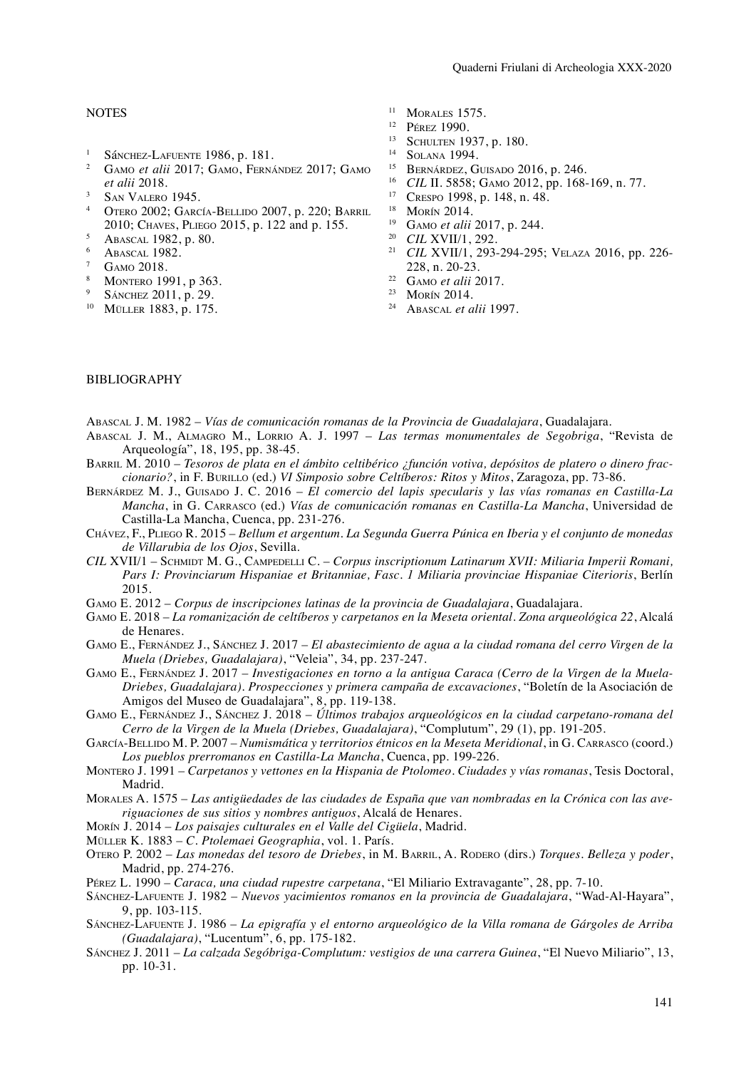## NOTES

1. Sánchez-Lafuente 1986, p. 181.
2. Gamo *et alii* 2017; Gamo, Fernández 2017; Gamo *et alii* 2018.
3. San Valero 1945.
4. Otero 2002; García-Bellido 2007, p. 220; Barril 2010; Chaves, Pliego 2015, p. 122 and p. 155.
5. Abascal 1982, p. 80.
6. Abascal 1982.
7. Gamo 2018.
8. Montero 1991, p 363.
9. Sánchez 2011, p. 29.
10. Müller 1883, p. 175.
11. Morales 1575.
12. Pérez 1990.
13. Schulten 1937, p. 180.
14. Solana 1994.
15. Bernárdez, Guisado 2016, p. 246.
16. *CIL* II. 5858; Gamo 2012, pp. 168-169, n. 77.
17. Crespo 1998, p. 148, n. 48.
18. Morín 2014.
19. Gamo *et alii* 2017, p. 244.
20. *CIL* XVII/1, 292.
21. *CIL* XVII/1, 293-294-295; Velaza 2016, pp. 226-228, n. 20-23.
22. Gamo *et alii* 2017.
23. Morín 2014.
24. Abascal *et alii* 1997.

## BIBLIOGRAPHY

Abascal J. M. 1982 – *Vías de comunicación romanas de la Provincia de Guadalajara*, Guadalajara.

Abascal J. M., Almagro M., Lorrio A. J. 1997 – *Las termas monumentales de Segobriga*, "Revista de Arqueología", 18, 195, pp. 38-45.

Barril M. 2010 – *Tesoros de plata en el ámbito celtibérico ¿función votiva, depósitos de platero o dinero fraccionario?*, in F. Burillo (ed.) *VI Simposio sobre Celtíberos: Ritos y Mitos*, Zaragoza, pp. 73-86.

Bernárdez M. J., Guisado J. C. 2016 – *El comercio del lapis specularis y las vías romanas en Castilla-La Mancha*, in G. Carrasco (ed.) *Vías de comunicación romanas en Castilla-La Mancha*, Universidad de Castilla-La Mancha, Cuenca, pp. 231-276.

Chávez, F., Pliego R. 2015 – *Bellum et argentum. La Segunda Guerra Púnica en Iberia y el conjunto de monedas de Villarubia de los Ojos*, Sevilla.

*CIL* XVII/1 – Schmidt M. G., Campedelli C. – *Corpus inscriptionum Latinarum XVII: Miliaria Imperii Romani, Pars I: Provinciarum Hispaniae et Britanniae, Fasc. 1 Miliaria provinciae Hispaniae Citerioris*, Berlín 2015.

Gamo E. 2012 – *Corpus de inscripciones latinas de la provincia de Guadalajara*, Guadalajara.

Gamo E. 2018 – *La romanización de celtíberos y carpetanos en la Meseta oriental. Zona arqueológica 22*, Alcalá de Henares.

Gamo E., Fernández J., Sánchez J. 2017 – *El abastecimiento de agua a la ciudad romana del cerro Virgen de la Muela (Driebes, Guadalajara)*, "Veleia", 34, pp. 237-247.

Gamo E., Fernández J. 2017 – *Investigaciones en torno a la antigua Caraca (Cerro de la Virgen de la Muela-Driebes, Guadalajara). Prospecciones y primera campaña de excavaciones*, "Boletín de la Asociación de Amigos del Museo de Guadalajara", 8, pp. 119-138.

Gamo E., Fernández J., Sánchez J. 2018 – *Últimos trabajos arqueológicos en la ciudad carpetano-romana del Cerro de la Virgen de la Muela (Driebes, Guadalajara)*, "Complutum", 29 (1), pp. 191-205.

García-Bellido M. P. 2007 – *Numismática y territorios étnicos en la Meseta Meridional*, in G. Carrasco (coord.) *Los pueblos prerromanos en Castilla-La Mancha*, Cuenca, pp. 199-226.

Montero J. 1991 – *Carpetanos y vettones en la Hispania de Ptolomeo. Ciudades y vías romanas*, Tesis Doctoral, Madrid.

Morales A. 1575 – *Las antigüedades de las ciudades de España que van nombradas en la Crónica con las averiguaciones de sus sitios y nombres antiguos*, Alcalá de Henares.

Morín J. 2014 – *Los paisajes culturales en el Valle del Cigüela*, Madrid.

Müller K. 1883 – *C. Ptolemaei Geographia*, vol. 1. París.

Otero P. 2002 – *Las monedas del tesoro de Driebes*, in M. Barril, A. Rodero (dirs.) *Torques. Belleza y poder*, Madrid, pp. 274-276.

Pérez L. 1990 – *Caraca, una ciudad rupestre carpetana*, "El Miliario Extravagante", 28, pp. 7-10.

Sánchez-Lafuente J. 1982 – *Nuevos yacimientos romanos en la provincia de Guadalajara*, "Wad-Al-Hayara", 9, pp. 103-115.

Sánchez-Lafuente J. 1986 – *La epigrafía y el entorno arqueológico de la Villa romana de Gárgoles de Arriba (Guadalajara)*, "Lucentum", 6, pp. 175-182.

Sánchez J. 2011 – *La calzada Segóbriga-Complutum: vestigios de una carrera Guinea*, "El Nuevo Miliario", 13, pp. 10-31.